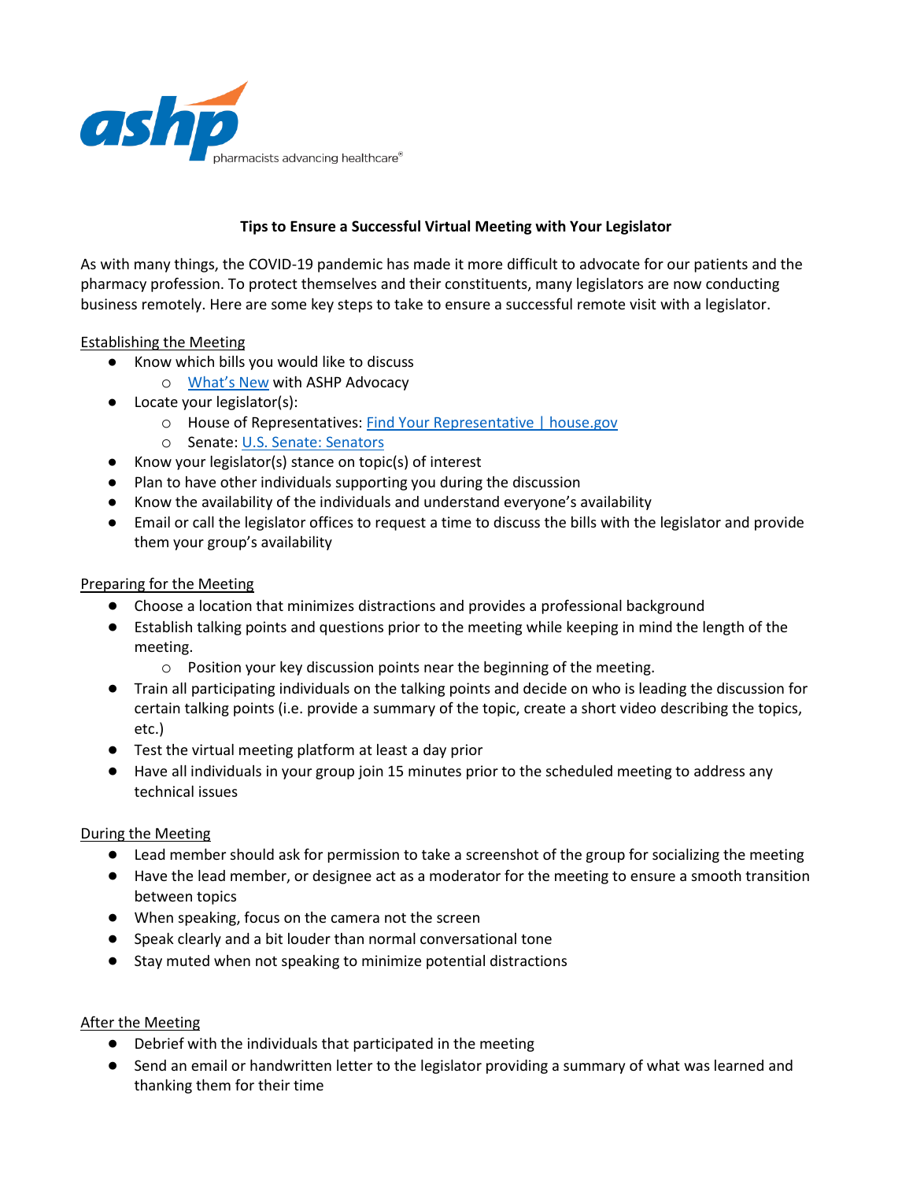ashp
pharmacists advancing healthcare®

# Tips to Ensure a Successful Virtual Meeting with Your Legislator

As with many things, the COVID-19 pandemic has made it more difficult to advocate for our patients and the pharmacy profession. To protect themselves and their constituents, many legislators are now conducting business remotely. Here are some key steps to take to ensure a successful remote visit with a legislator.

## Establishing the Meeting

- Know which bills you would like to discuss
  - What's New with ASHP Advocacy
- Locate your legislator(s):
  - House of Representatives: Find Your Representative | house.gov
  - Senate: U.S. Senate: Senators
- Know your legislator(s) stance on topic(s) of interest
- Plan to have other individuals supporting you during the discussion
- Know the availability of the individuals and understand everyone's availability
- Email or call the legislator offices to request a time to discuss the bills with the legislator and provide them your group's availability

## Preparing for the Meeting

- Choose a location that minimizes distractions and provides a professional background
- Establish talking points and questions prior to the meeting while keeping in mind the length of the meeting.
  - Position your key discussion points near the beginning of the meeting.
- Train all participating individuals on the talking points and decide on who is leading the discussion for certain talking points (i.e. provide a summary of the topic, create a short video describing the topics, etc.)
- Test the virtual meeting platform at least a day prior
- Have all individuals in your group join 15 minutes prior to the scheduled meeting to address any technical issues

## During the Meeting

- Lead member should ask for permission to take a screenshot of the group for socializing the meeting
- Have the lead member, or designee act as a moderator for the meeting to ensure a smooth transition between topics
- When speaking, focus on the camera not the screen
- Speak clearly and a bit louder than normal conversational tone
- Stay muted when not speaking to minimize potential distractions

## After the Meeting

- Debrief with the individuals that participated in the meeting
- Send an email or handwritten letter to the legislator providing a summary of what was learned and thanking them for their time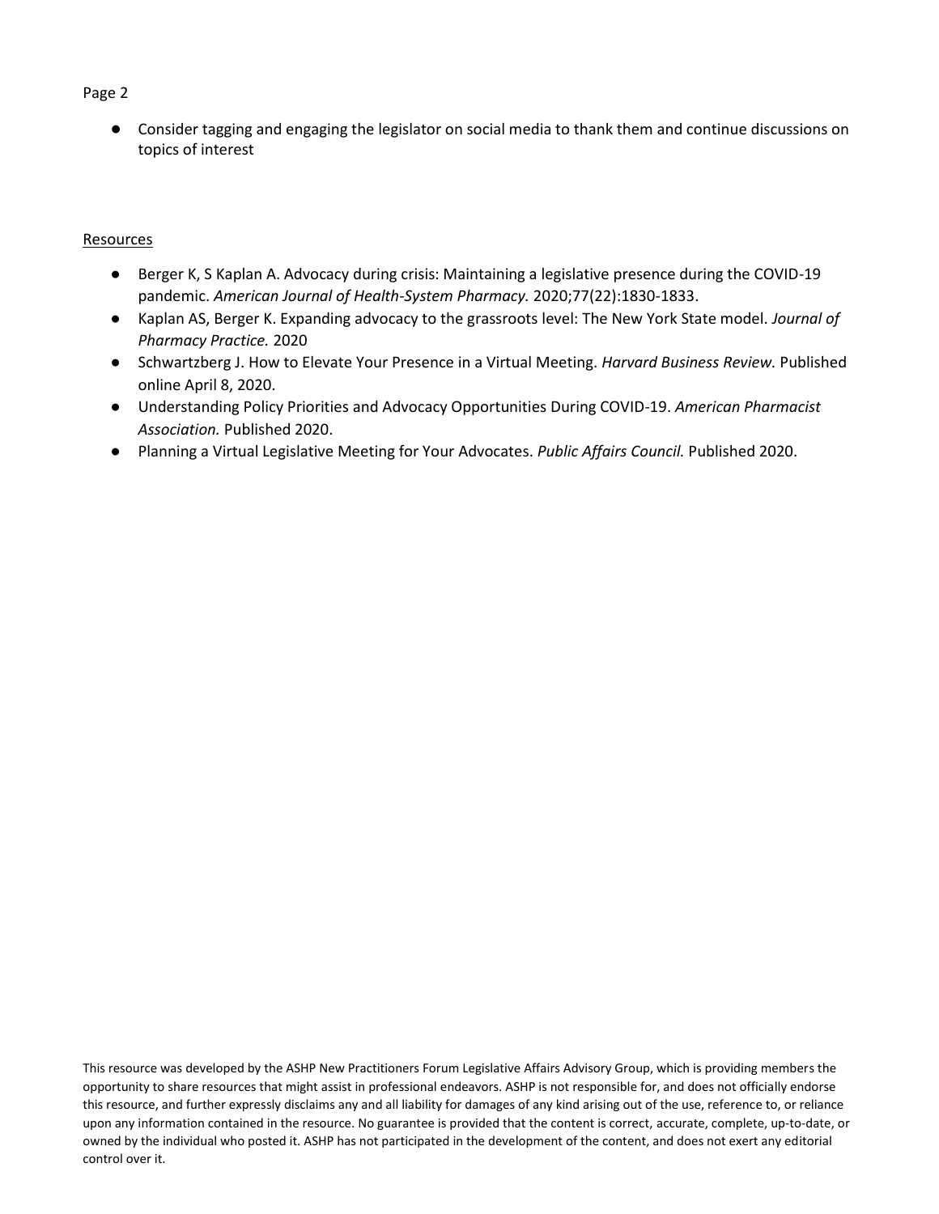- Consider tagging and engaging the legislator on social media to thank them and continue discussions on topics of interest

Resources

- Berger K, S Kaplan A. Advocacy during crisis: Maintaining a legislative presence during the COVID-19 pandemic. *American Journal of Health-System Pharmacy.* 2020;77(22):1830-1833.
- Kaplan AS, Berger K. Expanding advocacy to the grassroots level: The New York State model. *Journal of Pharmacy Practice.* 2020
- Schwartzberg J. How to Elevate Your Presence in a Virtual Meeting. *Harvard Business Review.* Published online April 8, 2020.
- Understanding Policy Priorities and Advocacy Opportunities During COVID-19. *American Pharmacist Association.* Published 2020.
- Planning a Virtual Legislative Meeting for Your Advocates. *Public Affairs Council.* Published 2020.

This resource was developed by the ASHP New Practitioners Forum Legislative Affairs Advisory Group, which is providing members the opportunity to share resources that might assist in professional endeavors. ASHP is not responsible for, and does not officially endorse this resource, and further expressly disclaims any and all liability for damages of any kind arising out of the use, reference to, or reliance upon any information contained in the resource. No guarantee is provided that the content is correct, accurate, complete, up-to-date, or owned by the individual who posted it. ASHP has not participated in the development of the content, and does not exert any editorial control over it.